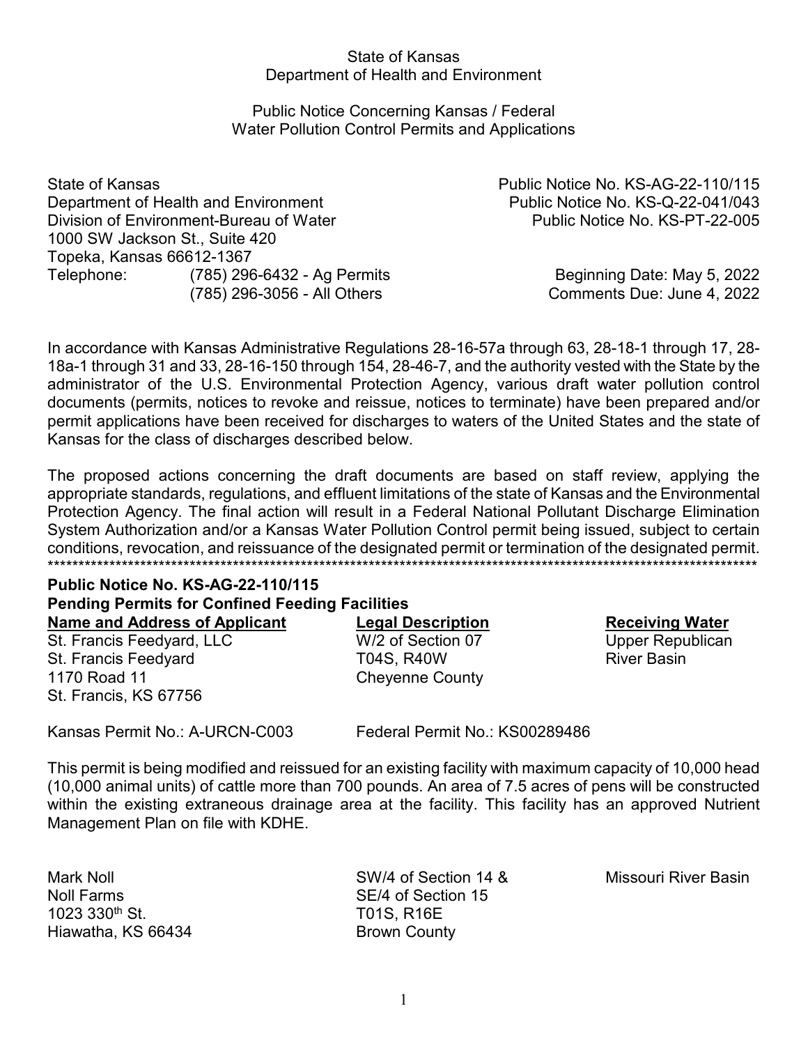State of Kansas
Department of Health and Environment

Public Notice Concerning Kansas / Federal
Water Pollution Control Permits and Applications

State of Kansas
Department of Health and Environment
Division of Environment-Bureau of Water
1000 SW Jackson St., Suite 420
Topeka, Kansas 66612-1367
Telephone: (785) 296-6432 - Ag Permits
(785) 296-3056 - All Others

Public Notice No. KS-AG-22-110/115
Public Notice No. KS-Q-22-041/043
Public Notice No. KS-PT-22-005

Beginning Date: May 5, 2022
Comments Due: June 4, 2022

In accordance with Kansas Administrative Regulations 28-16-57a through 63, 28-18-1 through 17, 28-18a-1 through 31 and 33, 28-16-150 through 154, 28-46-7, and the authority vested with the State by the administrator of the U.S. Environmental Protection Agency, various draft water pollution control documents (permits, notices to revoke and reissue, notices to terminate) have been prepared and/or permit applications have been received for discharges to waters of the United States and the state of Kansas for the class of discharges described below.

The proposed actions concerning the draft documents are based on staff review, applying the appropriate standards, regulations, and effluent limitations of the state of Kansas and the Environmental Protection Agency. The final action will result in a Federal National Pollutant Discharge Elimination System Authorization and/or a Kansas Water Pollution Control permit being issued, subject to certain conditions, revocation, and reissuance of the designated permit or termination of the designated permit.

***************************************************************************************************************

**Public Notice No. KS-AG-22-110/115**
**Pending Permits for Confined Feeding Facilities**

| Name and Address of Applicant | Legal Description | Receiving Water |
|---|---|---|
| St. Francis Feedyard, LLC<br>St. Francis Feedyard<br>1170 Road 11<br>St. Francis, KS 67756 | W/2 of Section 07<br>T04S, R40W<br>Cheyenne County | Upper Republican River Basin |

Kansas Permit No.: A-URCN-C003 Federal Permit No.: KS00289486

This permit is being modified and reissued for an existing facility with maximum capacity of 10,000 head (10,000 animal units) of cattle more than 700 pounds. An area of 7.5 acres of pens will be constructed within the existing extraneous drainage area at the facility. This facility has an approved Nutrient Management Plan on file with KDHE.

| | | |
|---|---|---|
| Mark Noll<br>Noll Farms<br>1023 330th St.<br>Hiawatha, KS 66434 | SW/4 of Section 14 &<br>SE/4 of Section 15<br>T01S, R16E<br>Brown County | Missouri River Basin |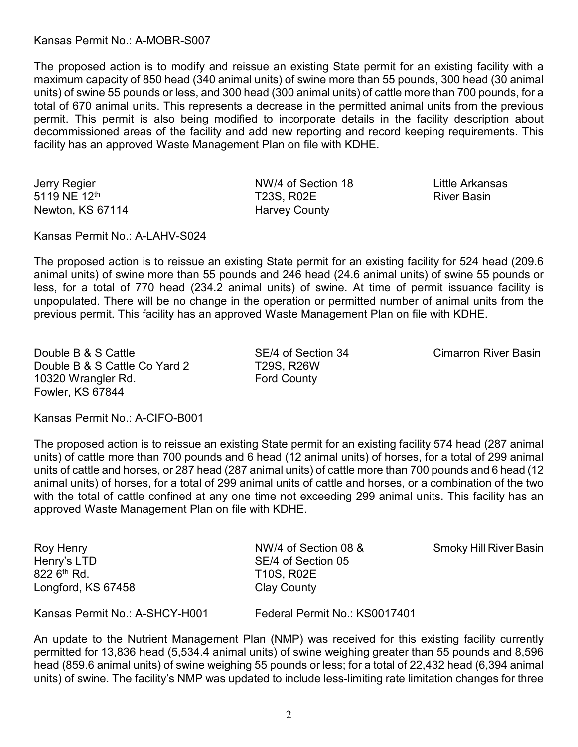Kansas Permit No.: A-MOBR-S007

The proposed action is to modify and reissue an existing State permit for an existing facility with a maximum capacity of 850 head (340 animal units) of swine more than 55 pounds, 300 head (30 animal units) of swine 55 pounds or less, and 300 head (300 animal units) of cattle more than 700 pounds, for a total of 670 animal units. This represents a decrease in the permitted animal units from the previous permit. This permit is also being modified to incorporate details in the facility description about decommissioned areas of the facility and add new reporting and record keeping requirements. This facility has an approved Waste Management Plan on file with KDHE.

| | | |
|---|---|---|
| Jerry Regier<br>5119 NE 12th<br>Newton, KS 67114 | NW/4 of Section 18<br>T23S, R02E<br>Harvey County | Little Arkansas River Basin |

Kansas Permit No.: A-LAHV-S024

The proposed action is to reissue an existing State permit for an existing facility for 524 head (209.6 animal units) of swine more than 55 pounds and 246 head (24.6 animal units) of swine 55 pounds or less, for a total of 770 head (234.2 animal units) of swine. At time of permit issuance facility is unpopulated. There will be no change in the operation or permitted number of animal units from the previous permit. This facility has an approved Waste Management Plan on file with KDHE.

| | | |
|---|---|---|
| Double B & S Cattle<br>Double B & S Cattle Co Yard 2<br>10320 Wrangler Rd.<br>Fowler, KS 67844 | SE/4 of Section 34<br>T29S, R26W<br>Ford County | Cimarron River Basin |

Kansas Permit No.: A-CIFO-B001

The proposed action is to reissue an existing State permit for an existing facility 574 head (287 animal units) of cattle more than 700 pounds and 6 head (12 animal units) of horses, for a total of 299 animal units of cattle and horses, or 287 head (287 animal units) of cattle more than 700 pounds and 6 head (12 animal units) of horses, for a total of 299 animal units of cattle and horses, or a combination of the two with the total of cattle confined at any one time not exceeding 299 animal units. This facility has an approved Waste Management Plan on file with KDHE.

| | | |
|---|---|---|
| Roy Henry<br>Henry's LTD<br>822 6th Rd.<br>Longford, KS 67458 | NW/4 of Section 08 &<br>SE/4 of Section 05<br>T10S, R02E<br>Clay County | Smoky Hill River Basin |

Kansas Permit No.: A-SHCY-H001 Federal Permit No.: KS0017401

An update to the Nutrient Management Plan (NMP) was received for this existing facility currently permitted for 13,836 head (5,534.4 animal units) of swine weighing greater than 55 pounds and 8,596 head (859.6 animal units) of swine weighing 55 pounds or less; for a total of 22,432 head (6,394 animal units) of swine. The facility's NMP was updated to include less-limiting rate limitation changes for three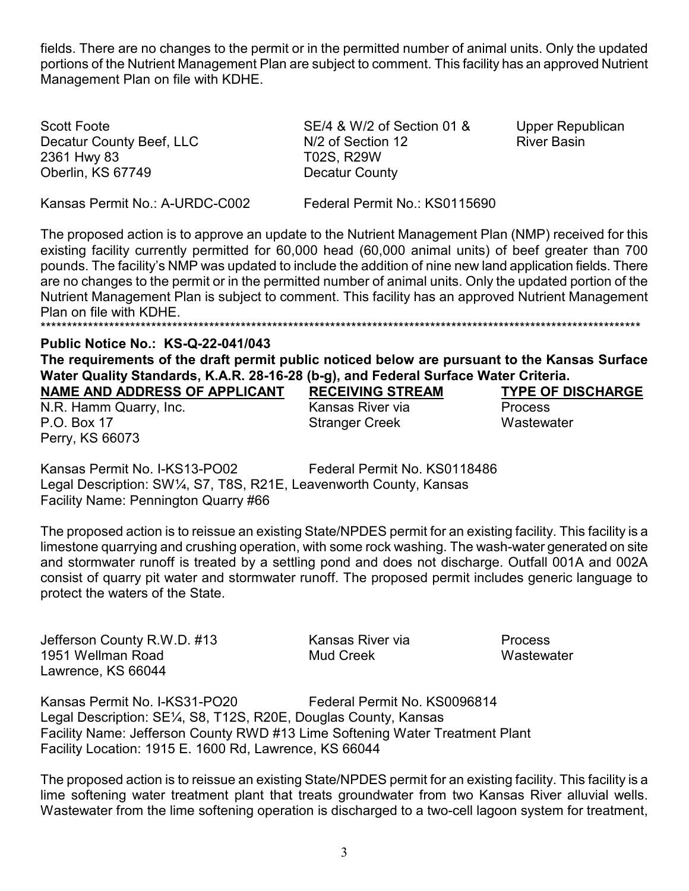fields. There are no changes to the permit or in the permitted number of animal units. Only the updated portions of the Nutrient Management Plan are subject to comment. This facility has an approved Nutrient Management Plan on file with KDHE.

| | | |
|---|---|---|
| Scott Foote<br>Decatur County Beef, LLC<br>2361 Hwy 83<br>Oberlin, KS 67749 | SE/4 & W/2 of Section 01 &<br>N/2 of Section 12<br>T02S, R29W<br>Decatur County | Upper Republican<br>River Basin |

Kansas Permit No.: A-URDC-C002 Federal Permit No.: KS0115690

The proposed action is to approve an update to the Nutrient Management Plan (NMP) received for this existing facility currently permitted for 60,000 head (60,000 animal units) of beef greater than 700 pounds. The facility's NMP was updated to include the addition of nine new land application fields. There are no changes to the permit or in the permitted number of animal units. Only the updated portion of the Nutrient Management Plan is subject to comment. This facility has an approved Nutrient Management Plan on file with KDHE.

**************************************************************************************************************************

**Public Notice No.: KS-Q-22-041/043**

**The requirements of the draft permit public noticed below are pursuant to the Kansas Surface Water Quality Standards, K.A.R. 28-16-28 (b-g), and Federal Surface Water Criteria.**

| NAME AND ADDRESS OF APPLICANT | RECEIVING STREAM | TYPE OF DISCHARGE |
|---|---|---|
| N.R. Hamm Quarry, Inc.<br>P.O. Box 17<br>Perry, KS 66073 | Kansas River via<br>Stranger Creek | Process<br>Wastewater |

Kansas Permit No. I-KS13-PO02 Federal Permit No. KS0118486
Legal Description: SW¼, S7, T8S, R21E, Leavenworth County, Kansas
Facility Name: Pennington Quarry #66

The proposed action is to reissue an existing State/NPDES permit for an existing facility. This facility is a limestone quarrying and crushing operation, with some rock washing. The wash-water generated on site and stormwater runoff is treated by a settling pond and does not discharge. Outfall 001A and 002A consist of quarry pit water and stormwater runoff. The proposed permit includes generic language to protect the waters of the State.

| | | |
|---|---|---|
| Jefferson County R.W.D. #13<br>1951 Wellman Road<br>Lawrence, KS 66044 | Kansas River via<br>Mud Creek | Process<br>Wastewater |

Kansas Permit No. I-KS31-PO20 Federal Permit No. KS0096814
Legal Description: SE¼, S8, T12S, R20E, Douglas County, Kansas
Facility Name: Jefferson County RWD #13 Lime Softening Water Treatment Plant
Facility Location: 1915 E. 1600 Rd, Lawrence, KS 66044

The proposed action is to reissue an existing State/NPDES permit for an existing facility. This facility is a lime softening water treatment plant that treats groundwater from two Kansas River alluvial wells. Wastewater from the lime softening operation is discharged to a two-cell lagoon system for treatment,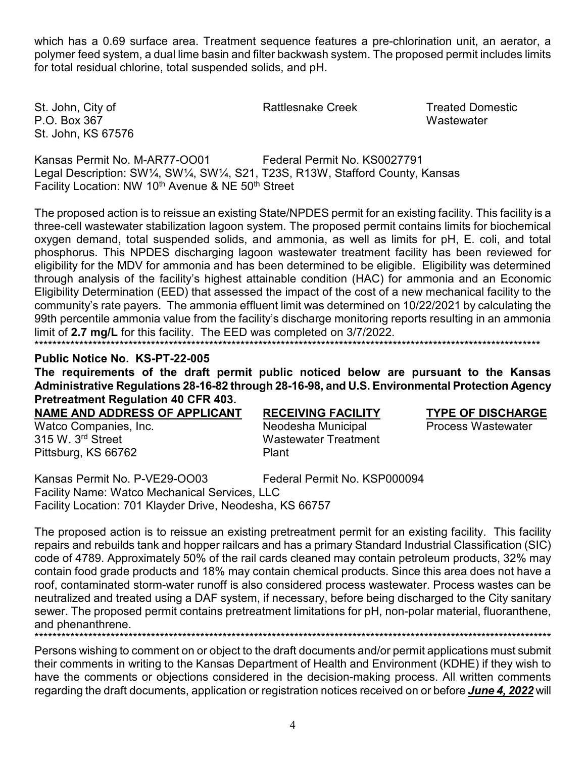which has a 0.69 surface area. Treatment sequence features a pre-chlorination unit, an aerator, a polymer feed system, a dual lime basin and filter backwash system. The proposed permit includes limits for total residual chlorine, total suspended solids, and pH.

| | | |
|---|---|---|
| St. John, City of<br>P.O. Box 367<br>St. John, KS 67576 | Rattlesnake Creek | Treated Domestic Wastewater |

Kansas Permit No. M-AR77-OO01 Federal Permit No. KS0027791
Legal Description: SW¼, SW¼, SW¼, S21, T23S, R13W, Stafford County, Kansas
Facility Location: NW 10th Avenue & NE 50th Street

The proposed action is to reissue an existing State/NPDES permit for an existing facility. This facility is a three-cell wastewater stabilization lagoon system. The proposed permit contains limits for biochemical oxygen demand, total suspended solids, and ammonia, as well as limits for pH, E. coli, and total phosphorus. This NPDES discharging lagoon wastewater treatment facility has been reviewed for eligibility for the MDV for ammonia and has been determined to be eligible. Eligibility was determined through analysis of the facility's highest attainable condition (HAC) for ammonia and an Economic Eligibility Determination (EED) that assessed the impact of the cost of a new mechanical facility to the community's rate payers. The ammonia effluent limit was determined on 10/22/2021 by calculating the 99th percentile ammonia value from the facility's discharge monitoring reports resulting in an ammonia limit of **2.7 mg/L** for this facility. The EED was completed on 3/7/2022.

\*\*\*\*\*\*\*\*\*\*\*\*\*\*\*\*\*\*\*\*\*\*\*\*\*\*\*\*\*\*\*\*\*\*\*\*\*\*\*\*\*\*\*\*\*\*\*\*\*\*\*\*\*\*\*\*\*\*\*\*\*\*\*\*\*\*\*\*\*\*\*\*\*\*\*\*\*\*

**Public Notice No. KS-PT-22-005**

**The requirements of the draft permit public noticed below are pursuant to the Kansas Administrative Regulations 28-16-82 through 28-16-98, and U.S. Environmental Protection Agency Pretreatment Regulation 40 CFR 403.**

| **NAME AND ADDRESS OF APPLICANT** | **RECEIVING FACILITY** | **TYPE OF DISCHARGE** |
|---|---|---|
| Watco Companies, Inc.<br>315 W. 3rd Street<br>Pittsburg, KS 66762 | Neodesha Municipal Wastewater Treatment Plant | Process Wastewater |

Kansas Permit No. P-VE29-OO03 Federal Permit No. KSP000094
Facility Name: Watco Mechanical Services, LLC
Facility Location: 701 Klayder Drive, Neodesha, KS 66757

The proposed action is to reissue an existing pretreatment permit for an existing facility. This facility repairs and rebuilds tank and hopper railcars and has a primary Standard Industrial Classification (SIC) code of 4789. Approximately 50% of the rail cards cleaned may contain petroleum products, 32% may contain food grade products and 18% may contain chemical products. Since this area does not have a roof, contaminated storm-water runoff is also considered process wastewater. Process wastes can be neutralized and treated using a DAF system, if necessary, before being discharged to the City sanitary sewer. The proposed permit contains pretreatment limitations for pH, non-polar material, fluoranthene, and phenanthrene.

\*\*\*\*\*\*\*\*\*\*\*\*\*\*\*\*\*\*\*\*\*\*\*\*\*\*\*\*\*\*\*\*\*\*\*\*\*\*\*\*\*\*\*\*\*\*\*\*\*\*\*\*\*\*\*\*\*\*\*\*\*\*\*\*\*\*\*\*\*\*\*\*\*\*\*\*\*\*

Persons wishing to comment on or object to the draft documents and/or permit applications must submit their comments in writing to the Kansas Department of Health and Environment (KDHE) if they wish to have the comments or objections considered in the decision-making process. All written comments regarding the draft documents, application or registration notices received on or before ***June 4, 2022*** will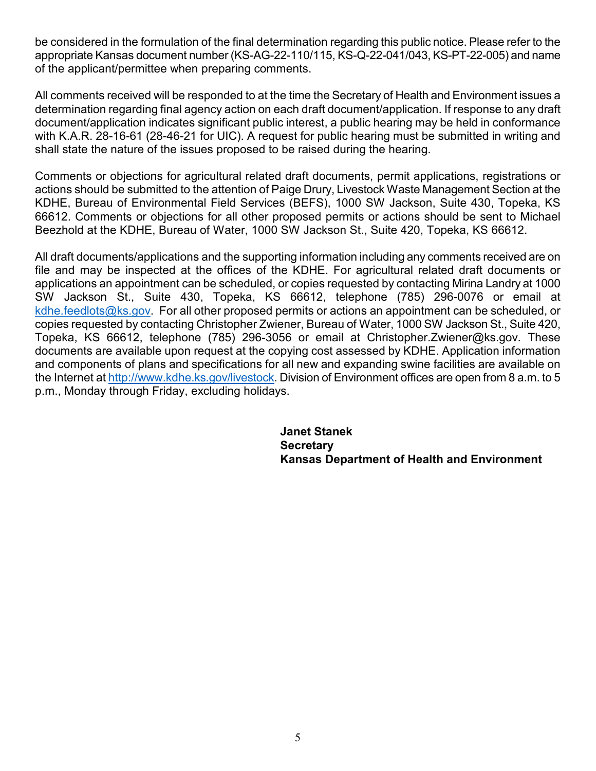be considered in the formulation of the final determination regarding this public notice. Please refer to the appropriate Kansas document number (KS-AG-22-110/115, KS-Q-22-041/043, KS-PT-22-005) and name of the applicant/permittee when preparing comments.

All comments received will be responded to at the time the Secretary of Health and Environment issues a determination regarding final agency action on each draft document/application. If response to any draft document/application indicates significant public interest, a public hearing may be held in conformance with K.A.R. 28-16-61 (28-46-21 for UIC). A request for public hearing must be submitted in writing and shall state the nature of the issues proposed to be raised during the hearing.

Comments or objections for agricultural related draft documents, permit applications, registrations or actions should be submitted to the attention of Paige Drury, Livestock Waste Management Section at the KDHE, Bureau of Environmental Field Services (BEFS), 1000 SW Jackson, Suite 430, Topeka, KS 66612. Comments or objections for all other proposed permits or actions should be sent to Michael Beezhold at the KDHE, Bureau of Water, 1000 SW Jackson St., Suite 420, Topeka, KS 66612.

All draft documents/applications and the supporting information including any comments received are on file and may be inspected at the offices of the KDHE. For agricultural related draft documents or applications an appointment can be scheduled, or copies requested by contacting Mirina Landry at 1000 SW Jackson St., Suite 430, Topeka, KS 66612, telephone (785) 296-0076 or email at kdhe.feedlots@ks.gov. For all other proposed permits or actions an appointment can be scheduled, or copies requested by contacting Christopher Zwiener, Bureau of Water, 1000 SW Jackson St., Suite 420, Topeka, KS 66612, telephone (785) 296-3056 or email at Christopher.Zwiener@ks.gov. These documents are available upon request at the copying cost assessed by KDHE. Application information and components of plans and specifications for all new and expanding swine facilities are available on the Internet at http://www.kdhe.ks.gov/livestock. Division of Environment offices are open from 8 a.m. to 5 p.m., Monday through Friday, excluding holidays.

**Janet Stanek**
**Secretary**
**Kansas Department of Health and Environment**